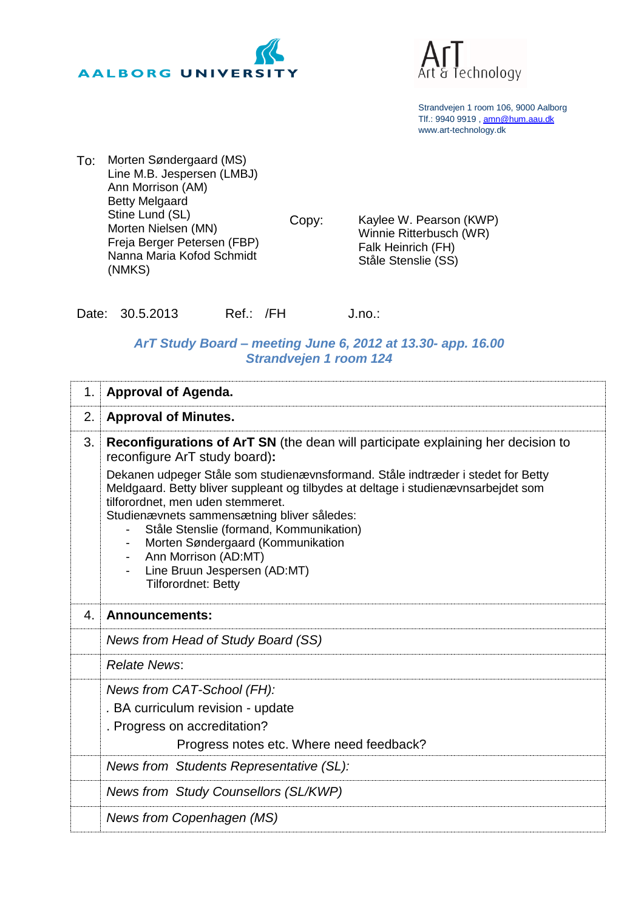AALBORG UNIVERSITY

ArT
Art & Technology

Strandvejen 1 room 106, 9000 Aalborg
Tlf.: 9940 9919 , amn@hum.aau.dk
www.art-technology.dk

To:
Morten Søndergaard (MS)
Line M.B. Jespersen (LMBJ)
Ann Morrison (AM)
Betty Melgaard
Stine Lund (SL)
Morten Nielsen (MN)
Freja Berger Petersen (FBP)
Nanna Maria Kofod Schmidt (NMKS)

Copy:
Kaylee W. Pearson (KWP)
Winnie Ritterbusch (WR)
Falk Heinrich (FH)
Ståle Stenslie (SS)

Date: 30.5.2013 Ref.: /FH J.no.:

## *ArT Study Board – meeting June 6, 2012 at 13.30- app. 16.00*
## *Strandvejen 1 room 124*

| | |
|---|---|
| 1. | **Approval of Agenda.** |
| 2. | **Approval of Minutes.** |
| 3. | **Reconfigurations of ArT SN** (the dean will participate explaining her decision to reconfigure ArT study board)**:** <br> Dekanen udpeger Ståle som studienævnsformand. Ståle indtræder i stedet for Betty Meldgaard. Betty bliver suppleant og tilbydes at deltage i studienævnsarbejdet som tilforordnet, men uden stemmeret. <br> Studienævnets sammensætning bliver således: <br> - Ståle Stenslie (formand, Kommunikation) <br> - Morten Søndergaard (Kommunikation <br> - Ann Morrison (AD:MT) <br> - Line Bruun Jespersen (AD:MT) <br> Tilforordnet: Betty |
| 4. | **Announcements:** |
| | *News from Head of Study Board (SS)* |
| | *Relate News*: |
| | *News from CAT-School (FH):* <br> . BA curriculum revision - update <br> . Progress on accreditation? <br> Progress notes etc. Where need feedback? |
| | *News from Students Representative (SL):* |
| | *News from Study Counsellors (SL/KWP)* |
| | *News from Copenhagen (MS)* |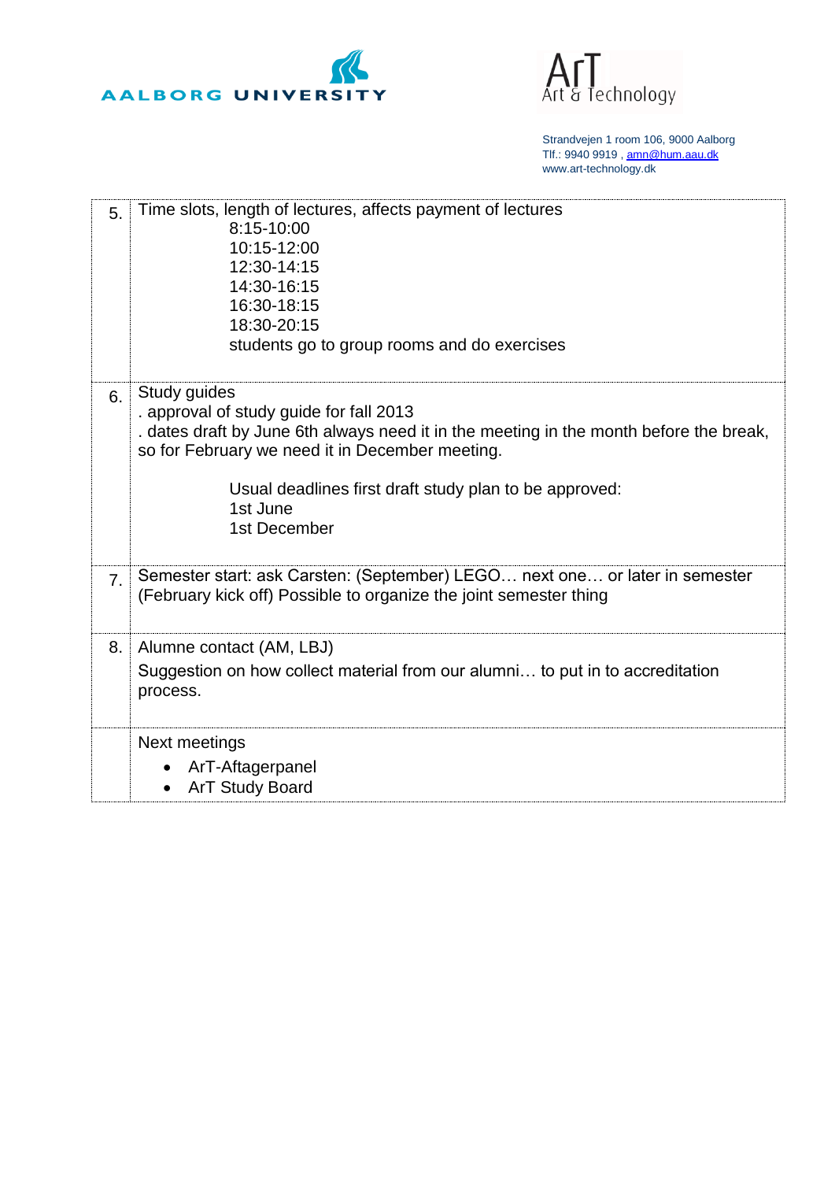AALBORG UNIVERSITY

ArT
Art & Technology

Strandvejen 1 room 106, 9000 Aalborg
Tlf.: 9940 9919 , amn@hum.aau.dk
www.art-technology.dk

| | |
|---|---|
| 5. | Time slots, length of lectures, affects payment of lectures<br>8:15-10:00<br>10:15-12:00<br>12:30-14:15<br>14:30-16:15<br>16:30-18:15<br>18:30-20:15<br>students go to group rooms and do exercises |
| 6. | Study guides<br>. approval of study guide for fall 2013<br>. dates draft by June 6th always need it in the meeting in the month before the break, so for February we need it in December meeting.<br><br>Usual deadlines first draft study plan to be approved:<br>1st June<br>1st December |
| 7. | Semester start: ask Carsten: (September) LEGO… next one… or later in semester (February kick off) Possible to organize the joint semester thing |
| 8. | Alumne contact (AM, LBJ)<br>Suggestion on how collect material from our alumni… to put in to accreditation process. |
| | Next meetings<br>• ArT-Aftagerpanel<br>• ArT Study Board |